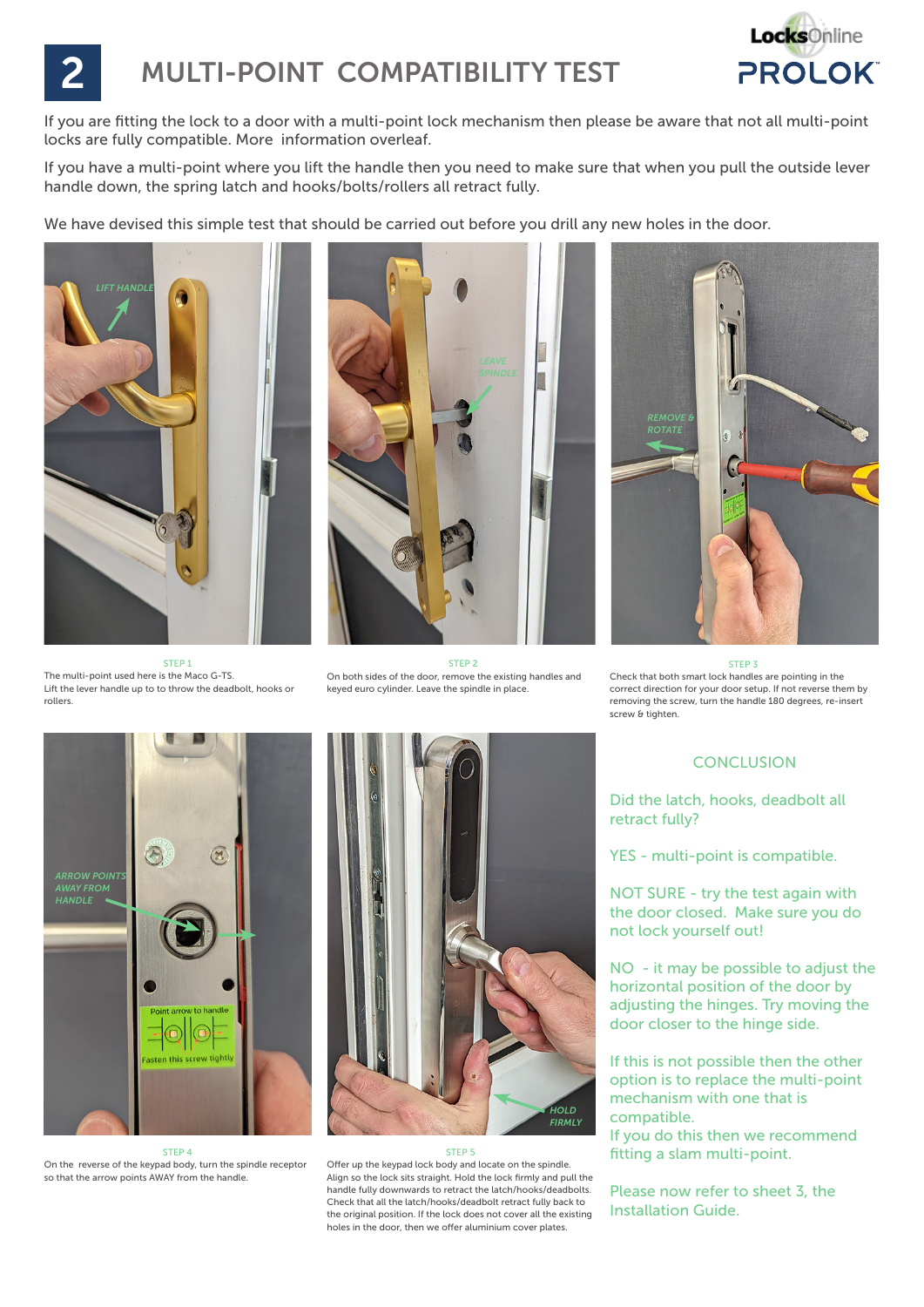# 2 MULTI-POINT COMPATIBILITY TEST

LocksOnline PROLOK™

If you are fitting the lock to a door with a multi-point lock mechanism then please be aware that not all multi-point locks are fully compatible. More information overleaf.

If you have a multi-point where you lift the handle then you need to make sure that when you pull the outside lever handle down, the spring latch and hooks/bolts/rollers all retract fully.

We have devised this simple test that should be carried out before you drill any new holes in the door.

STEP 1

The multi-point used here is the Maco G-TS. Lift the lever handle up to to throw the deadbolt, hooks or rollers.

STEP 2

On both sides of the door, remove the existing handles and keyed euro cylinder. Leave the spindle in place.

STEP 3

Check that both smart lock handles are pointing in the correct direction for your door setup. If not reverse them by removing the screw, turn the handle 180 degrees, re-insert screw & tighten.

STEP 4

On the reverse of the keypad body, turn the spindle receptor so that the arrow points AWAY from the handle.

STEP 5

Offer up the keypad lock body and locate on the spindle. Align so the lock sits straight. Hold the lock firmly and pull the handle fully downwards to retract the latch/hooks/deadbolts. Check that all the latch/hooks/deadbolt retract fully back to the original position. If the lock does not cover all the existing holes in the door, then we offer aluminium cover plates.

## CONCLUSION

Did the latch, hooks, deadbolt all retract fully?

YES - multi-point is compatible.

NOT SURE - try the test again with the door closed. Make sure you do not lock yourself out!

NO - it may be possible to adjust the horizontal position of the door by adjusting the hinges. Try moving the door closer to the hinge side.

If this is not possible then the other option is to replace the multi-point mechanism with one that is compatible.
If you do this then we recommend fitting a slam multi-point.

Please now refer to sheet 3, the Installation Guide.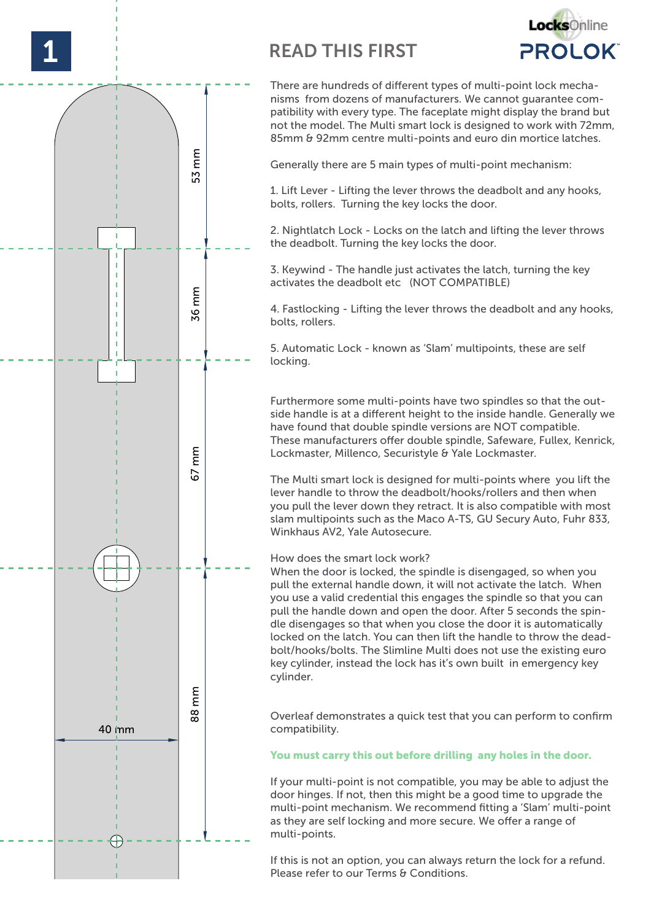1

# READ THIS FIRST

LocksOnline PROLOK

53 mm

36 mm

67 mm

88 mm

40 mm

There are hundreds of different types of multi-point lock mechanisms from dozens of manufacturers. We cannot guarantee compatibility with every type. The faceplate might display the brand but not the model. The Multi smart lock is designed to work with 72mm, 85mm & 92mm centre multi-points and euro din mortice latches.

Generally there are 5 main types of multi-point mechanism:

1. Lift Lever - Lifting the lever throws the deadbolt and any hooks, bolts, rollers. Turning the key locks the door.

2. Nightlatch Lock - Locks on the latch and lifting the lever throws the deadbolt. Turning the key locks the door.

3. Keywind - The handle just activates the latch, turning the key activates the deadbolt etc (NOT COMPATIBLE)

4. Fastlocking - Lifting the lever throws the deadbolt and any hooks, bolts, rollers.

5. Automatic Lock - known as 'Slam' multipoints, these are self locking.

Furthermore some multi-points have two spindles so that the outside handle is at a different height to the inside handle. Generally we have found that double spindle versions are NOT compatible. These manufacturers offer double spindle, Safeware, Fullex, Kenrick, Lockmaster, Millenco, Securistyle & Yale Lockmaster.

The Multi smart lock is designed for multi-points where you lift the lever handle to throw the deadbolt/hooks/rollers and then when you pull the lever down they retract. It is also compatible with most slam multipoints such as the Maco A-TS, GU Secury Auto, Fuhr 833, Winkhaus AV2, Yale Autosecure.

How does the smart lock work?
When the door is locked, the spindle is disengaged, so when you pull the external handle down, it will not activate the latch. When you use a valid credential this engages the spindle so that you can pull the handle down and open the door. After 5 seconds the spindle disengages so that when you close the door it is automatically locked on the latch. You can then lift the handle to throw the deadbolt/hooks/bolts. The Slimline Multi does not use the existing euro key cylinder, instead the lock has it's own built in emergency key cylinder.

Overleaf demonstrates a quick test that you can perform to confirm compatibility.

**You must carry this out before drilling any holes in the door.**

If your multi-point is not compatible, you may be able to adjust the door hinges. If not, then this might be a good time to upgrade the multi-point mechanism. We recommend fitting a 'Slam' multi-point as they are self locking and more secure. We offer a range of multi-points.

If this is not an option, you can always return the lock for a refund. Please refer to our Terms & Conditions.